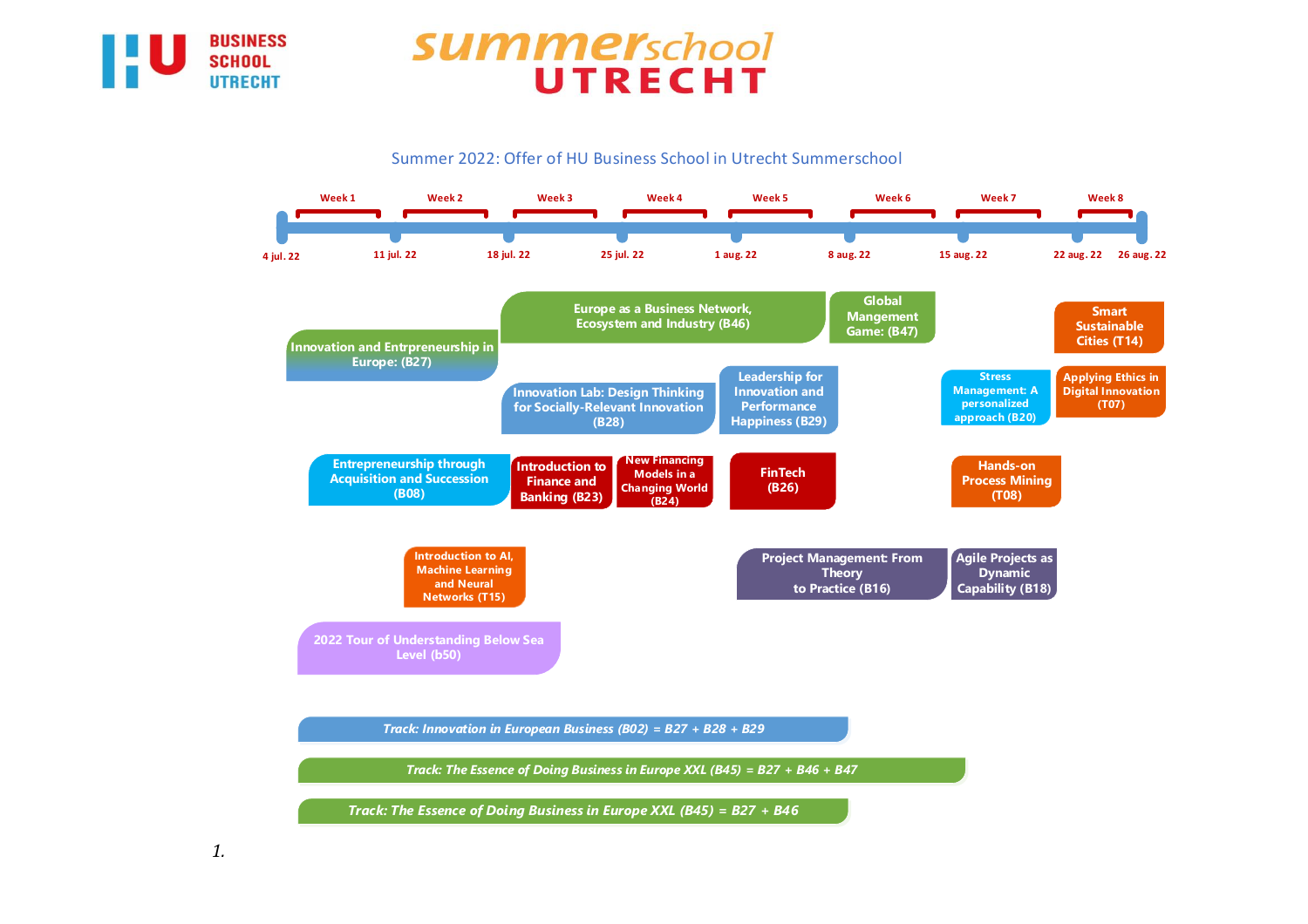BUSINESS SCHOOL UTRECHT

summerschool UTRECHT

## Summer 2022: Offer of HU Business School in Utrecht Summerschool

| Week | Start date |
|---|---|
| Week 1 | 4 jul. 22 |
| Week 2 | 11 jul. 22 |
| Week 3 | 18 jul. 22 |
| Week 4 | 25 jul. 22 |
| Week 5 | 1 aug. 22 |
| Week 6 | 8 aug. 22 |
| Week 7 | 15 aug. 22 |
| Week 8 | 22 aug. 22 |
| | 26 aug. 22 |

- Innovation and Entrpreneurship in Europe: (B27)
- Europe as a Business Network, Ecosystem and Industry (B46)
- Global Mangement Game: (B47)
- Smart Sustainable Cities (T14)
- Innovation Lab: Design Thinking for Socially-Relevant Innovation (B28)
- Leadership for Innovation and Performance Happiness (B29)
- Stress Management: A personalized approach (B20)
- Applying Ethics in Digital Innovation (T07)
- Entrepreneurship through Acquisition and Succession (B08)
- Introduction to Finance and Banking (B23)
- New Financing Models in a Changing World (B24)
- FinTech (B26)
- Hands-on Process Mining (T08)
- Introduction to AI, Machine Learning and Neural Networks (T15)
- Project Management: From Theory to Practice (B16)
- Agile Projects as Dynamic Capability (B18)
- 2022 Tour of Understanding Below Sea Level (b50)

*Track: Innovation in European Business (B02) = B27 + B28 + B29*

*Track: The Essence of Doing Business in Europe XXL (B45) = B27 + B46 + B47*

*Track: The Essence of Doing Business in Europe XXL (B45) = B27 + B46*

*1.*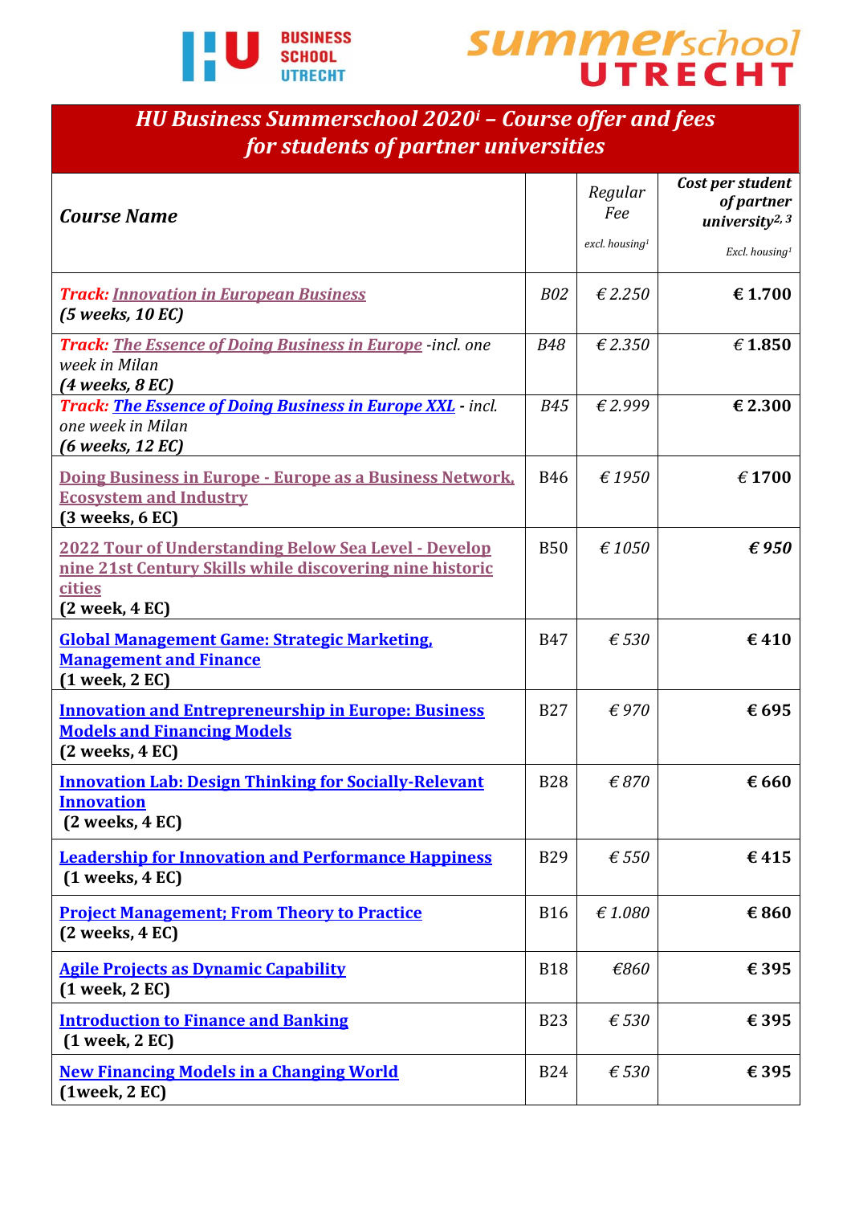HU Business School Utrecht

summerschool UTRECHT

## *HU Business Summerschool 2020[i] – Course offer and fees for students of partner universities*

| *Course Name* | | *Regular Fee* *excl. housing[1]* | ***Cost per student of partner university[2, 3]*** *Excl. housing[1]* |
|---|---|---|---|
| ***Track: Innovation in European Business*** **(5 weeks, 10 EC)** | *B02* | *€ 2.250* | **€ 1.700** |
| ***Track: The Essence of Doing Business in Europe*** *-incl. one week in Milan* ***(4 weeks, 8 EC)*** | *B48* | *€ 2.350* | **€ 1.850** |
| ***Track: The Essence of Doing Business in Europe XXL*** *- incl. one week in Milan* ***(6 weeks, 12 EC)*** | *B45* | *€ 2.999* | **€ 2.300** |
| **Doing Business in Europe - Europe as a Business Network, Ecosystem and Industry** **(3 weeks, 6 EC)** | B46 | *€ 1950* | **€ 1700** |
| **2022 Tour of Understanding Below Sea Level - Develop nine 21st Century Skills while discovering nine historic cities** **(2 week, 4 EC)** | B50 | *€ 1050* | ***€ 950*** |
| **Global Management Game: Strategic Marketing, Management and Finance** **(1 week, 2 EC)** | B47 | *€ 530* | **€ 410** |
| **Innovation and Entrepreneurship in Europe: Business Models and Financing Models** **(2 weeks, 4 EC)** | B27 | *€ 970* | **€ 695** |
| **Innovation Lab: Design Thinking for Socially-Relevant Innovation** **(2 weeks, 4 EC)** | B28 | *€ 870* | **€ 660** |
| **Leadership for Innovation and Performance Happiness** **(1 weeks, 4 EC)** | B29 | *€ 550* | **€ 415** |
| **Project Management; From Theory to Practice** **(2 weeks, 4 EC)** | B16 | *€ 1.080* | **€ 860** |
| **Agile Projects as Dynamic Capability** **(1 week, 2 EC)** | B18 | *€860* | **€ 395** |
| **Introduction to Finance and Banking** **(1 week, 2 EC)** | B23 | *€ 530* | **€ 395** |
| **New Financing Models in a Changing World** **(1week, 2 EC)** | B24 | *€ 530* | **€ 395** |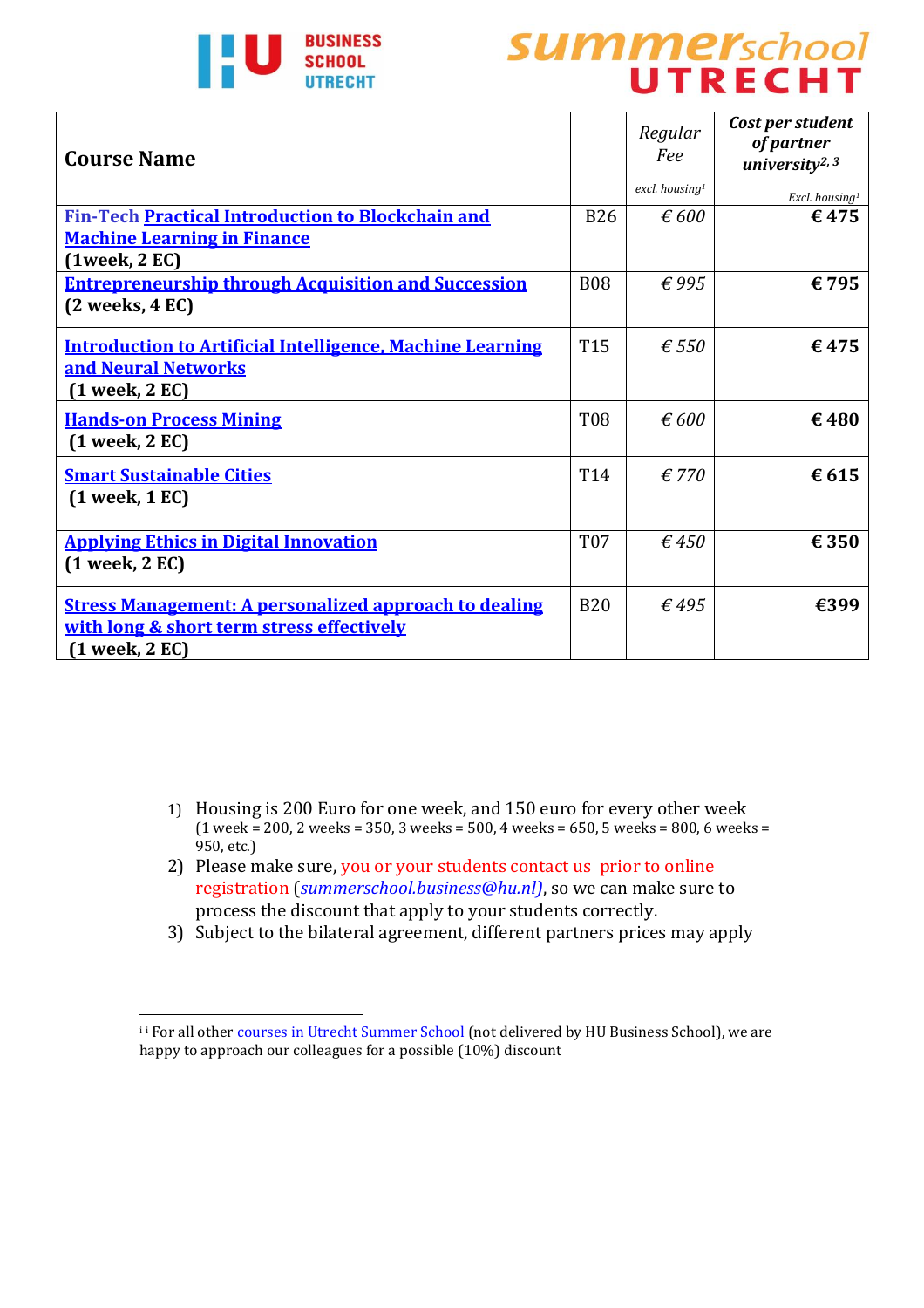BUSINESS SCHOOL UTRECHT

**summerschool UTRECHT**

| Course Name | | *Regular Fee* <br> *excl. housing[1]* | ***Cost per student of partner university[2, 3]*** <br> *Excl. housing[1]* |
|---|---|---|---|
| **Fin-Tech Practical Introduction to Blockchain and Machine Learning in Finance** <br> **(1week, 2 EC)** | B26 | *€ 600* | **€ 475** |
| **Entrepreneurship through Acquisition and Succession** <br> **(2 weeks, 4 EC)** | B08 | *€ 995* | **€ 795** |
| **Introduction to Artificial Intelligence, Machine Learning and Neural Networks** <br> **(1 week, 2 EC)** | T15 | *€ 550* | **€ 475** |
| **Hands-on Process Mining** <br> **(1 week, 2 EC)** | T08 | *€ 600* | **€ 480** |
| **Smart Sustainable Cities** <br> **(1 week, 1 EC)** | T14 | *€ 770* | **€ 615** |
| **Applying Ethics in Digital Innovation** <br> **(1 week, 2 EC)** | T07 | *€ 450* | **€ 350** |
| **Stress Management: A personalized approach to dealing with long & short term stress effectively** <br> **(1 week, 2 EC)** | B20 | *€ 495* | **€399** |

1) Housing is 200 Euro for one week, and 150 euro for every other week (1 week = 200, 2 weeks = 350, 3 weeks = 500, 4 weeks = 650, 5 weeks = 800, 6 weeks = 950, etc.)
2) Please make sure, you or your students contact us prior to online registration (*summerschool.business@hu.nl)*, so we can make sure to process the discount that apply to your students correctly.
3) Subject to the bilateral agreement, different partners prices may apply

[i] For all other courses in Utrecht Summer School (not delivered by HU Business School), we are happy to approach our colleagues for a possible (10%) discount